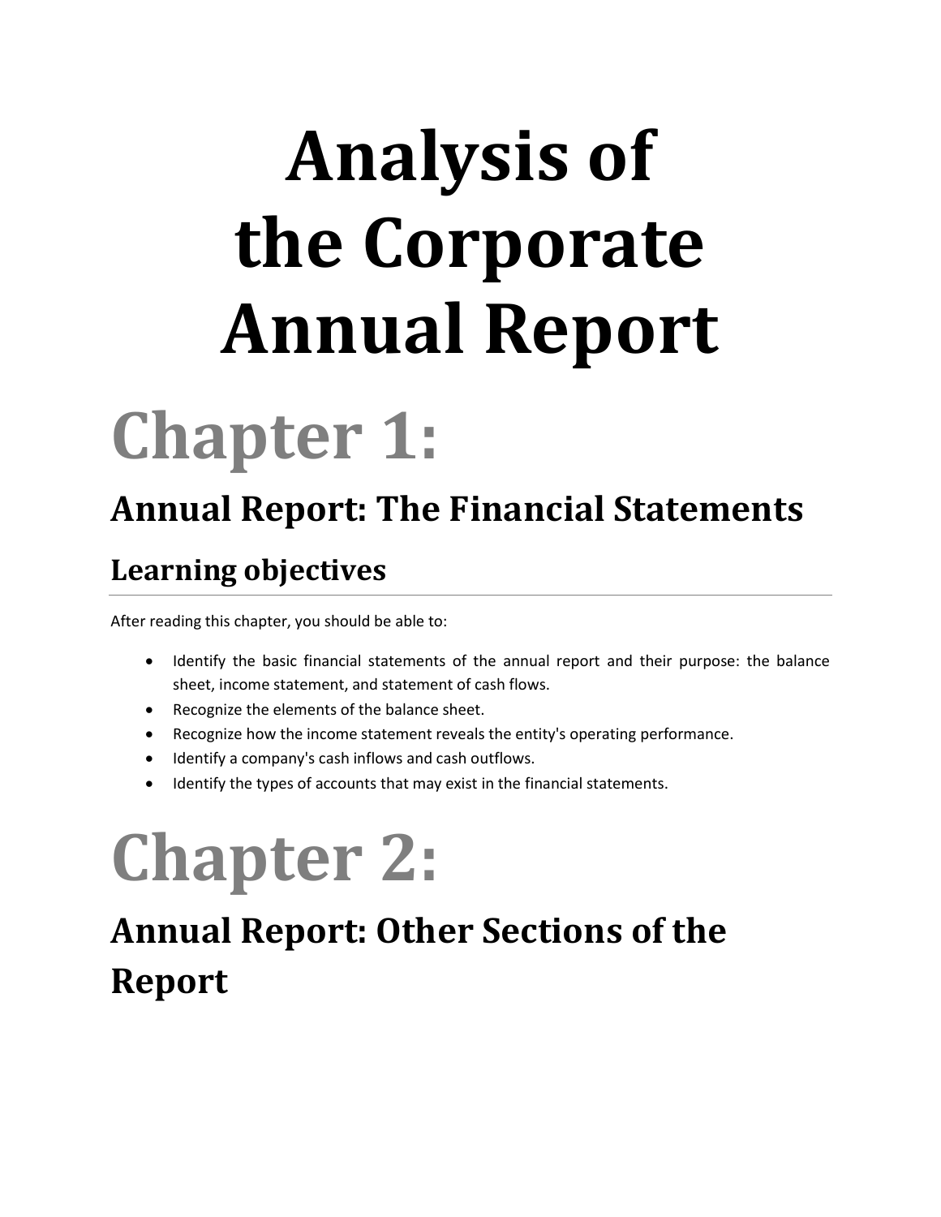# Analysis of the Corporate Annual Report

# Chapter 1:

## Annual Report: The Financial Statements

### Learning objectives

After reading this chapter, you should be able to:

- Identify the basic financial statements of the annual report and their purpose: the balance sheet, income statement, and statement of cash flows.
- Recognize the elements of the balance sheet.
- Recognize how the income statement reveals the entity's operating performance.
- Identify a company's cash inflows and cash outflows.
- Identify the types of accounts that may exist in the financial statements.

# Chapter 2:

## Annual Report: Other Sections of the Report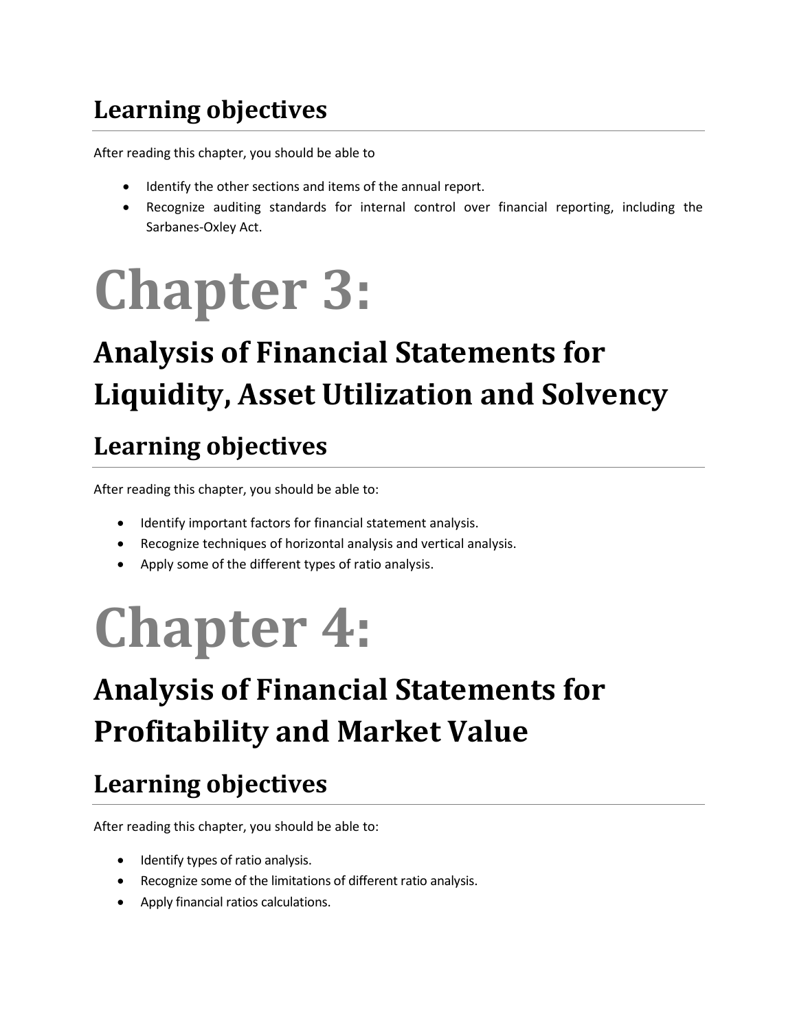## Learning objectives

After reading this chapter, you should be able to

- Identify the other sections and items of the annual report.
- Recognize auditing standards for internal control over financial reporting, including the Sarbanes-Oxley Act.

# Chapter 3:

# Analysis of Financial Statements for Liquidity, Asset Utilization and Solvency

## Learning objectives

After reading this chapter, you should be able to:

- Identify important factors for financial statement analysis.
- Recognize techniques of horizontal analysis and vertical analysis.
- Apply some of the different types of ratio analysis.

# Chapter 4:

# Analysis of Financial Statements for Profitability and Market Value

## Learning objectives

After reading this chapter, you should be able to:

- Identify types of ratio analysis.
- Recognize some of the limitations of different ratio analysis.
- Apply financial ratios calculations.